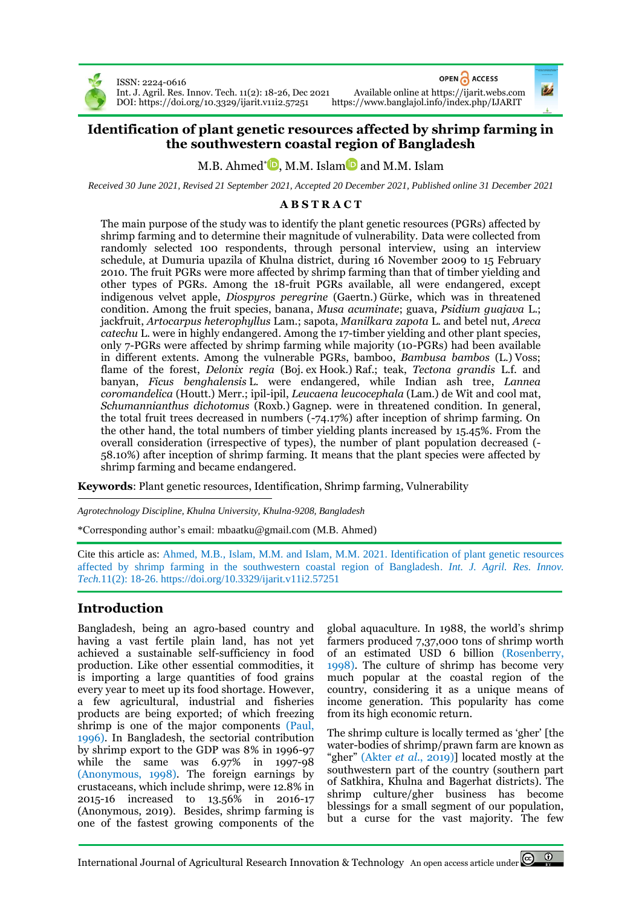# Identification of plant genetic resources affected by shrimp farming in the southwestern coastal region of Bangladesh

M.B. Ahmed*, M.M. Islam and M.M. Islam

*Received 30 June 2021, Revised 21 September 2021, Accepted 20 December 2021, Published online 31 December 2021*

## ABSTRACT

The main purpose of the study was to identify the plant genetic resources (PGRs) affected by shrimp farming and to determine their magnitude of vulnerability. Data were collected from randomly selected 100 respondents, through personal interview, using an interview schedule, at Dumuria upazila of Khulna district, during 16 November 2009 to 15 February 2010. The fruit PGRs were more affected by shrimp farming than that of timber yielding and other types of PGRs. Among the 18-fruit PGRs available, all were endangered, except indigenous velvet apple, *Diospyros peregrine* (Gaertn.) Gürke, which was in threatened condition. Among the fruit species, banana, *Musa acuminate*; guava, *Psidium guajava* L.; jackfruit, *Artocarpus heterophyllus* Lam.; sapota, *Manilkara zapota* L. and betel nut, *Areca catechu* L. were in highly endangered. Among the 17-timber yielding and other plant species, only 7-PGRs were affected by shrimp farming while majority (10-PGRs) had been available in different extents. Among the vulnerable PGRs, bamboo, *Bambusa bambos* (L.) Voss; flame of the forest, *Delonix regia* (Boj. ex Hook.) Raf.; teak, *Tectona grandis* L.f. and banyan, *Ficus benghalensis* L. were endangered, while Indian ash tree, *Lannea coromandelica* (Houtt.) Merr.; ipil-ipil, *Leucaena leucocephala* (Lam.) de Wit and cool mat, *Schumannianthus dichotomus* (Roxb.) Gagnep. were in threatened condition. In general, the total fruit trees decreased in numbers (-74.17%) after inception of shrimp farming. On the other hand, the total numbers of timber yielding plants increased by 15.45%. From the overall consideration (irrespective of types), the number of plant population decreased (-58.10%) after inception of shrimp farming. It means that the plant species were affected by shrimp farming and became endangered.

**Keywords**: Plant genetic resources, Identification, Shrimp farming, Vulnerability

*Agrotechnology Discipline, Khulna University, Khulna-9208, Bangladesh*

*Corresponding author's email: mbaatku@gmail.com (M.B. Ahmed)

Cite this article as: Ahmed, M.B., Islam, M.M. and Islam, M.M. 2021. Identification of plant genetic resources affected by shrimp farming in the southwestern coastal region of Bangladesh. *Int. J. Agril. Res. Innov. Tech.*11(2): 18-26. https://doi.org/10.3329/ijarit.v11i2.57251

## Introduction

Bangladesh, being an agro-based country and having a vast fertile plain land, has not yet achieved a sustainable self-sufficiency in food production. Like other essential commodities, it is importing a large quantities of food grains every year to meet up its food shortage. However, a few agricultural, industrial and fisheries products are being exported; of which freezing shrimp is one of the major components (Paul, 1996). In Bangladesh, the sectorial contribution by shrimp export to the GDP was 8% in 1996-97 while the same was 6.97% in 1997-98 (Anonymous, 1998). The foreign earnings by crustaceans, which include shrimp, were 12.8% in 2015-16 increased to 13.56% in 2016-17 (Anonymous, 2019). Besides, shrimp farming is one of the fastest growing components of the global aquaculture. In 1988, the world's shrimp farmers produced 7,37,000 tons of shrimp worth of an estimated USD 6 billion (Rosenberry, 1998). The culture of shrimp has become very much popular at the coastal region of the country, considering it as a unique means of income generation. This popularity has come from its high economic return.

The shrimp culture is locally termed as 'gher' [the water-bodies of shrimp/prawn farm are known as "gher" (Akter *et al.*, 2019)] located mostly at the southwestern part of the country (southern part of Satkhira, Khulna and Bagerhat districts). The shrimp culture/gher business has become blessings for a small segment of our population, but a curse for the vast majority. The few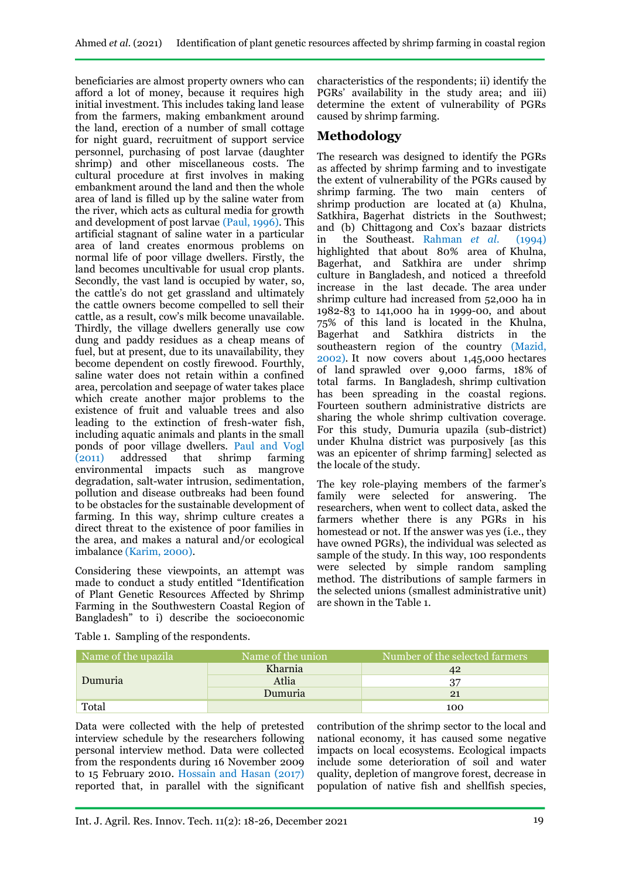beneficiaries are almost property owners who can afford a lot of money, because it requires high initial investment. This includes taking land lease from the farmers, making embankment around the land, erection of a number of small cottage for night guard, recruitment of support service personnel, purchasing of post larvae (daughter shrimp) and other miscellaneous costs. The cultural procedure at first involves in making embankment around the land and then the whole area of land is filled up by the saline water from the river, which acts as cultural media for growth and development of post larvae (Paul, 1996). This artificial stagnant of saline water in a particular area of land creates enormous problems on normal life of poor village dwellers. Firstly, the land becomes uncultivable for usual crop plants. Secondly, the vast land is occupied by water, so, the cattle's do not get grassland and ultimately the cattle owners become compelled to sell their cattle, as a result, cow's milk become unavailable. Thirdly, the village dwellers generally use cow dung and paddy residues as a cheap means of fuel, but at present, due to its unavailability, they become dependent on costly firewood. Fourthly, saline water does not retain within a confined area, percolation and seepage of water takes place which create another major problems to the existence of fruit and valuable trees and also leading to the extinction of fresh-water fish, including aquatic animals and plants in the small ponds of poor village dwellers. Paul and Vogl (2011) addressed that shrimp farming environmental impacts such as mangrove degradation, salt-water intrusion, sedimentation, pollution and disease outbreaks had been found to be obstacles for the sustainable development of farming. In this way, shrimp culture creates a direct threat to the existence of poor families in the area, and makes a natural and/or ecological imbalance (Karim, 2000).

Considering these viewpoints, an attempt was made to conduct a study entitled "Identification of Plant Genetic Resources Affected by Shrimp Farming in the Southwestern Coastal Region of Bangladesh" to i) describe the socioeconomic characteristics of the respondents; ii) identify the PGRs' availability in the study area; and iii) determine the extent of vulnerability of PGRs caused by shrimp farming.

## Methodology

The research was designed to identify the PGRs as affected by shrimp farming and to investigate the extent of vulnerability of the PGRs caused by shrimp farming. The two main centers of shrimp production are located at (a) Khulna, Satkhira, Bagerhat districts in the Southwest; and (b) Chittagong and Cox's bazaar districts in the Southeast. Rahman *et al.* (1994) highlighted that about 80% area of Khulna, Bagerhat, and Satkhira are under shrimp culture in Bangladesh, and noticed a threefold increase in the last decade. The area under shrimp culture had increased from 52,000 ha in 1982-83 to 141,000 ha in 1999-00, and about 75% of this land is located in the Khulna, Bagerhat and Satkhira districts in the southeastern region of the country (Mazid, 2002). It now covers about 1,45,000 hectares of land sprawled over 9,000 farms, 18% of total farms. In Bangladesh, shrimp cultivation has been spreading in the coastal regions. Fourteen southern administrative districts are sharing the whole shrimp cultivation coverage. For this study, Dumuria upazila (sub-district) under Khulna district was purposively [as this was an epicenter of shrimp farming] selected as the locale of the study.

The key role-playing members of the farmer's family were selected for answering. The researchers, when went to collect data, asked the farmers whether there is any PGRs in his homestead or not. If the answer was yes (i.e., they have owned PGRs), the individual was selected as sample of the study. In this way, 100 respondents were selected by simple random sampling method. The distributions of sample farmers in the selected unions (smallest administrative unit) are shown in the Table 1.

Table 1. Sampling of the respondents.

| Name of the upazila | Name of the union | Number of the selected farmers |
|---|---|---|
| Dumuria | Kharnia | 42 |
| | Atlia | 37 |
| | Dumuria | 21 |
| Total | | 100 |

Data were collected with the help of pretested interview schedule by the researchers following personal interview method. Data were collected from the respondents during 16 November 2009 to 15 February 2010. Hossain and Hasan (2017) reported that, in parallel with the significant contribution of the shrimp sector to the local and national economy, it has caused some negative impacts on local ecosystems. Ecological impacts include some deterioration of soil and water quality, depletion of mangrove forest, decrease in population of native fish and shellfish species,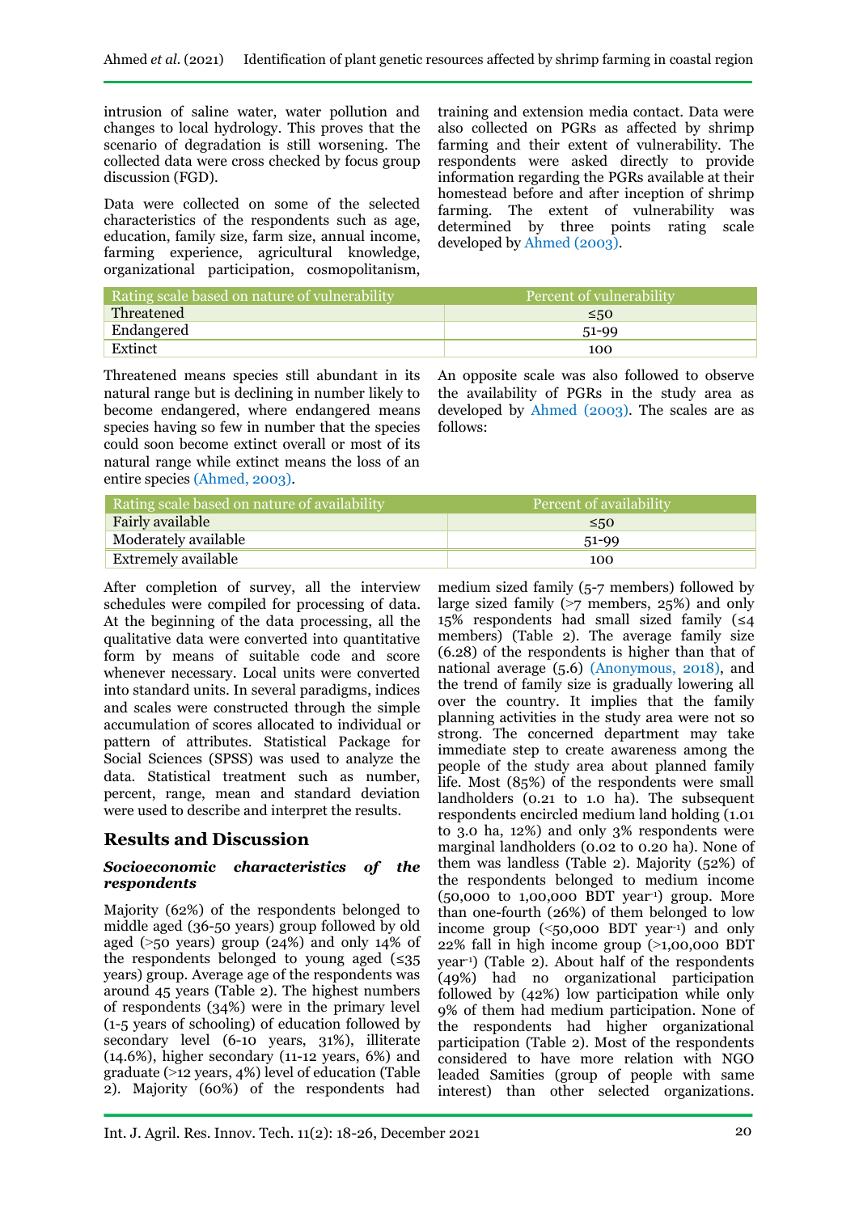intrusion of saline water, water pollution and changes to local hydrology. This proves that the scenario of degradation is still worsening. The collected data were cross checked by focus group discussion (FGD).

Data were collected on some of the selected characteristics of the respondents such as age, education, family size, farm size, annual income, farming experience, agricultural knowledge, organizational participation, cosmopolitanism, training and extension media contact. Data were also collected on PGRs as affected by shrimp farming and their extent of vulnerability. The respondents were asked directly to provide information regarding the PGRs available at their homestead before and after inception of shrimp farming. The extent of vulnerability was determined by three points rating scale developed by Ahmed (2003).

| Rating scale based on nature of vulnerability | Percent of vulnerability |
|---|---|
| Threatened | ≤50 |
| Endangered | 51-99 |
| Extinct | 100 |

Threatened means species still abundant in its natural range but is declining in number likely to become endangered, where endangered means species having so few in number that the species could soon become extinct overall or most of its natural range while extinct means the loss of an entire species (Ahmed, 2003).

An opposite scale was also followed to observe the availability of PGRs in the study area as developed by Ahmed (2003). The scales are as follows:

| Rating scale based on nature of availability | Percent of availability |
|---|---|
| Fairly available | ≤50 |
| Moderately available | 51-99 |
| Extremely available | 100 |

After completion of survey, all the interview schedules were compiled for processing of data. At the beginning of the data processing, all the qualitative data were converted into quantitative form by means of suitable code and score whenever necessary. Local units were converted into standard units. In several paradigms, indices and scales were constructed through the simple accumulation of scores allocated to individual or pattern of attributes. Statistical Package for Social Sciences (SPSS) was used to analyze the data. Statistical treatment such as number, percent, range, mean and standard deviation were used to describe and interpret the results.

## Results and Discussion

### *Socioeconomic characteristics of the respondents*

Majority (62%) of the respondents belonged to middle aged (36-50 years) group followed by old aged (>50 years) group (24%) and only 14% of the respondents belonged to young aged (≤35 years) group. Average age of the respondents was around 45 years (Table 2). The highest numbers of respondents (34%) were in the primary level (1-5 years of schooling) of education followed by secondary level (6-10 years, 31%), illiterate (14.6%), higher secondary (11-12 years, 6%) and graduate (>12 years, 4%) level of education (Table 2). Majority (60%) of the respondents had medium sized family (5-7 members) followed by large sized family (>7 members, 25%) and only 15% respondents had small sized family (≤4 members) (Table 2). The average family size (6.28) of the respondents is higher than that of national average (5.6) (Anonymous, 2018), and the trend of family size is gradually lowering all over the country. It implies that the family planning activities in the study area were not so strong. The concerned department may take immediate step to create awareness among the people of the study area about planned family life. Most (85%) of the respondents were small landholders (0.21 to 1.0 ha). The subsequent respondents encircled medium land holding (1.01 to 3.0 ha, 12%) and only 3% respondents were marginal landholders (0.02 to 0.20 ha). None of them was landless (Table 2). Majority (52%) of the respondents belonged to medium income (50,000 to 1,00,000 BDT year$^{-1}$) group. More than one-fourth (26%) of them belonged to low income group (<50,000 BDT year$^{-1}$) and only 22% fall in high income group (>1,00,000 BDT year$^{-1}$) (Table 2). About half of the respondents (49%) had no organizational participation followed by (42%) low participation while only 9% of them had medium participation. None of the respondents had higher organizational participation (Table 2). Most of the respondents considered to have more relation with NGO leaded Samities (group of people with same interest) than other selected organizations.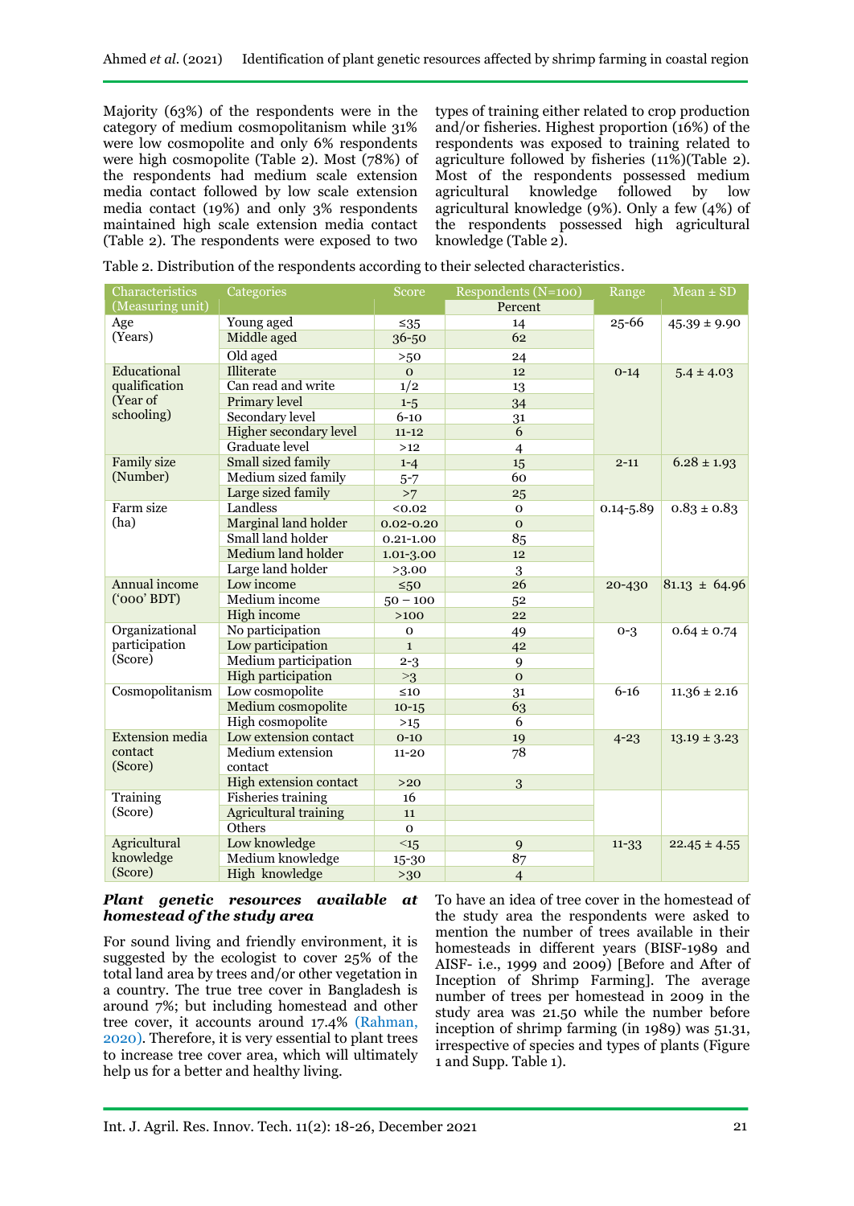Majority (63%) of the respondents were in the category of medium cosmopolitanism while 31% were low cosmopolite and only 6% respondents were high cosmopolite (Table 2). Most (78%) of the respondents had medium scale extension media contact followed by low scale extension media contact (19%) and only 3% respondents maintained high scale extension media contact (Table 2). The respondents were exposed to two types of training either related to crop production and/or fisheries. Highest proportion (16%) of the respondents was exposed to training related to agriculture followed by fisheries (11%)(Table 2). Most of the respondents possessed medium agricultural knowledge followed by low agricultural knowledge (9%). Only a few (4%) of the respondents possessed high agricultural knowledge (Table 2).

Table 2. Distribution of the respondents according to their selected characteristics.

| Characteristics (Measuring unit) | Categories | Score | Respondents (N=100) Percent | Range | Mean ± SD |
|---|---|---|---|---|---|
| Age (Years) | Young aged | ≤35 | 14 | 25-66 | 45.39 ± 9.90 |
| | Middle aged | 36-50 | 62 | | |
| | Old aged | >50 | 24 | | |
| Educational qualification (Year of schooling) | Illiterate | 0 | 12 | 0-14 | 5.4 ± 4.03 |
| | Can read and write | 1/2 | 13 | | |
| | Primary level | 1-5 | 34 | | |
| | Secondary level | 6-10 | 31 | | |
| | Higher secondary level | 11-12 | 6 | | |
| | Graduate level | >12 | 4 | | |
| Family size (Number) | Small sized family | 1-4 | 15 | 2-11 | 6.28 ± 1.93 |
| | Medium sized family | 5-7 | 60 | | |
| | Large sized family | >7 | 25 | | |
| Farm size (ha) | Landless | <0.02 | 0 | 0.14-5.89 | 0.83 ± 0.83 |
| | Marginal land holder | 0.02-0.20 | 0 | | |
| | Small land holder | 0.21-1.00 | 85 | | |
| | Medium land holder | 1.01-3.00 | 12 | | |
| | Large land holder | >3.00 | 3 | | |
| Annual income ('000' BDT) | Low income | ≤50 | 26 | 20-430 | 81.13 ± 64.96 |
| | Medium income | 50 – 100 | 52 | | |
| | High income | >100 | 22 | | |
| Organizational participation (Score) | No participation | 0 | 49 | 0-3 | 0.64 ± 0.74 |
| | Low participation | 1 | 42 | | |
| | Medium participation | 2-3 | 9 | | |
| | High participation | >3 | 0 | | |
| Cosmopolitanism | Low cosmopolite | ≤10 | 31 | 6-16 | 11.36 ± 2.16 |
| | Medium cosmopolite | 10-15 | 63 | | |
| | High cosmopolite | >15 | 6 | | |
| Extension media contact (Score) | Low extension contact | 0-10 | 19 | 4-23 | 13.19 ± 3.23 |
| | Medium extension contact | 11-20 | 78 | | |
| | High extension contact | >20 | 3 | | |
| Training (Score) | Fisheries training | 16 | | | |
| | Agricultural training | 11 | | | |
| | Others | 0 | | | |
| Agricultural knowledge (Score) | Low knowledge | <15 | 9 | 11-33 | 22.45 ± 4.55 |
| | Medium knowledge | 15-30 | 87 | | |
| | High knowledge | >30 | 4 | | |

***Plant genetic resources available at homestead of the study area***

For sound living and friendly environment, it is suggested by the ecologist to cover 25% of the total land area by trees and/or other vegetation in a country. The true tree cover in Bangladesh is around 7%; but including homestead and other tree cover, it accounts around 17.4% (Rahman, 2020). Therefore, it is very essential to plant trees to increase tree cover area, which will ultimately help us for a better and healthy living.

To have an idea of tree cover in the homestead of the study area the respondents were asked to mention the number of trees available in their homesteads in different years (BISF-1989 and AISF- i.e., 1999 and 2009) [Before and After of Inception of Shrimp Farming]. The average number of trees per homestead in 2009 in the study area was 21.50 while the number before inception of shrimp farming (in 1989) was 51.31, irrespective of species and types of plants (Figure 1 and Supp. Table 1).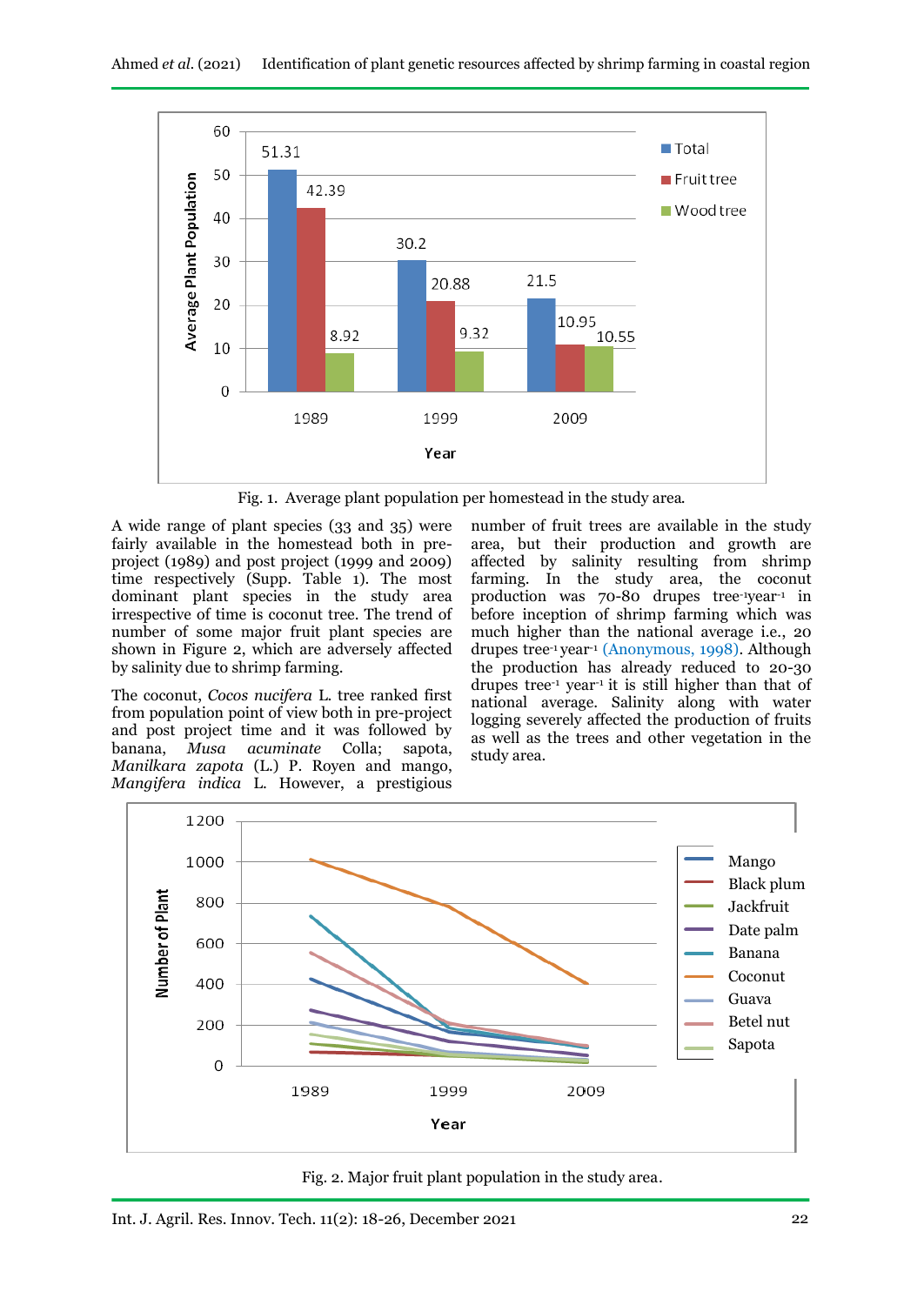Fig. 1. Average plant population per homestead in the study area.

A wide range of plant species (33 and 35) were fairly available in the homestead both in pre-project (1989) and post project (1999 and 2009) time respectively (Supp. Table 1). The most dominant plant species in the study area irrespective of time is coconut tree. The trend of number of some major fruit plant species are shown in Figure 2, which are adversely affected by salinity due to shrimp farming.

The coconut, *Cocos nucifera* L. tree ranked first from population point of view both in pre-project and post project time and it was followed by banana, *Musa acuminate* Colla; sapota, *Manilkara zapota* (L.) P. Royen and mango, *Mangifera indica* L. However, a prestigious number of fruit trees are available in the study area, but their production and growth are affected by salinity resulting from shrimp farming. In the study area, the coconut production was 70-80 drupes tree$^{-1}$year$^{-1}$ in before inception of shrimp farming which was much higher than the national average i.e., 20 drupes tree$^{-1}$ year$^{-1}$ (Anonymous, 1998). Although the production has already reduced to 20-30 drupes tree$^{-1}$ year$^{-1}$ it is still higher than that of national average. Salinity along with water logging severely affected the production of fruits as well as the trees and other vegetation in the study area.

Fig. 2. Major fruit plant population in the study area.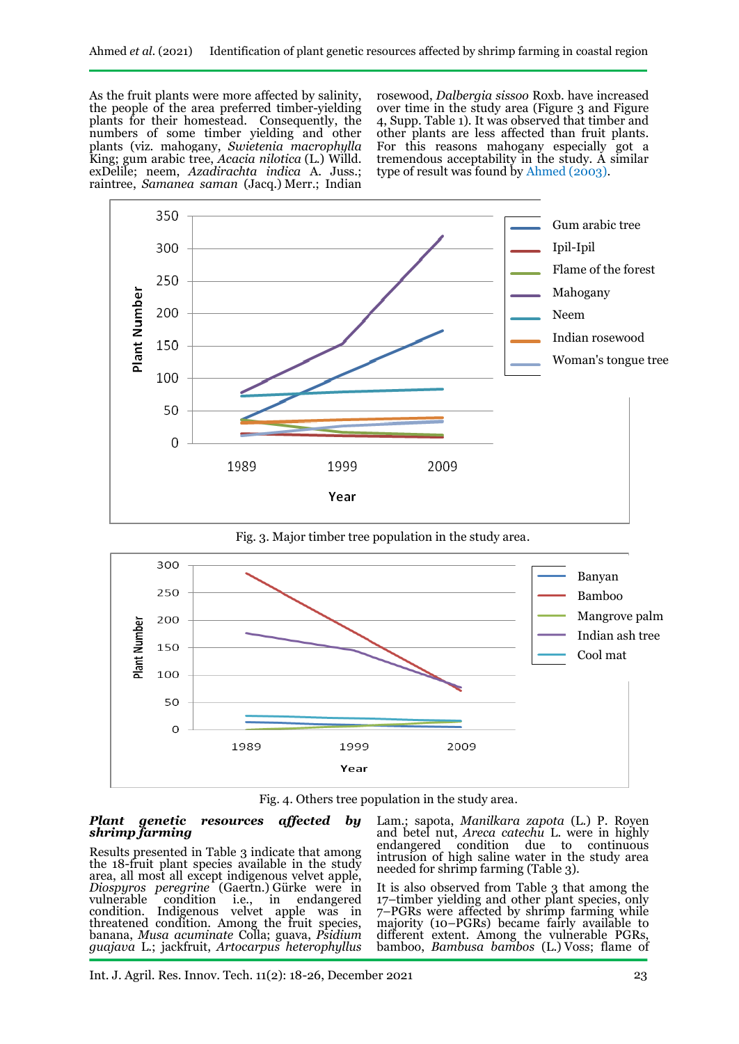As the fruit plants were more affected by salinity, the people of the area preferred timber-yielding plants for their homestead. Consequently, the numbers of some timber yielding and other plants (viz. mahogany, *Swietenia macrophylla* King; gum arabic tree, *Acacia nilotica* (L.) Willd. exDelile; neem, *Azadirachta indica* A. Juss.; raintree, *Samanea saman* (Jacq.) Merr.; Indian rosewood, *Dalbergia sissoo* Roxb. have increased over time in the study area (Figure 3 and Figure 4, Supp. Table 1). It was observed that timber and other plants are less affected than fruit plants. For this reasons mahogany especially got a tremendous acceptability in the study. A similar type of result was found by Ahmed (2003).

Fig. 3. Major timber tree population in the study area.

Fig. 4. Others tree population in the study area.

### *Plant genetic resources affected by shrimp farming*

Results presented in Table 3 indicate that among the 18-fruit plant species available in the study area, all most all except indigenous velvet apple, *Diospyros peregrine* (Gaertn.) Gürke were in vulnerable condition i.e., in endangered condition. Indigenous velvet apple was in threatened condition. Among the fruit species, banana, *Musa acuminate* Colla; guava, *Psidium guajava* L.; jackfruit, *Artocarpus heterophyllus* Lam.; sapota, *Manilkara zapota* (L.) P. Royen and betel nut, *Areca catechu* L. were in highly endangered condition due to continuous intrusion of high saline water in the study area needed for shrimp farming (Table 3).

It is also observed from Table 3 that among the 17–timber yielding and other plant species, only 7–PGRs were affected by shrimp farming while majority (10–PGRs) became fairly available to different extent. Among the vulnerable PGRs, bamboo, *Bambusa bambos* (L.) Voss; flame of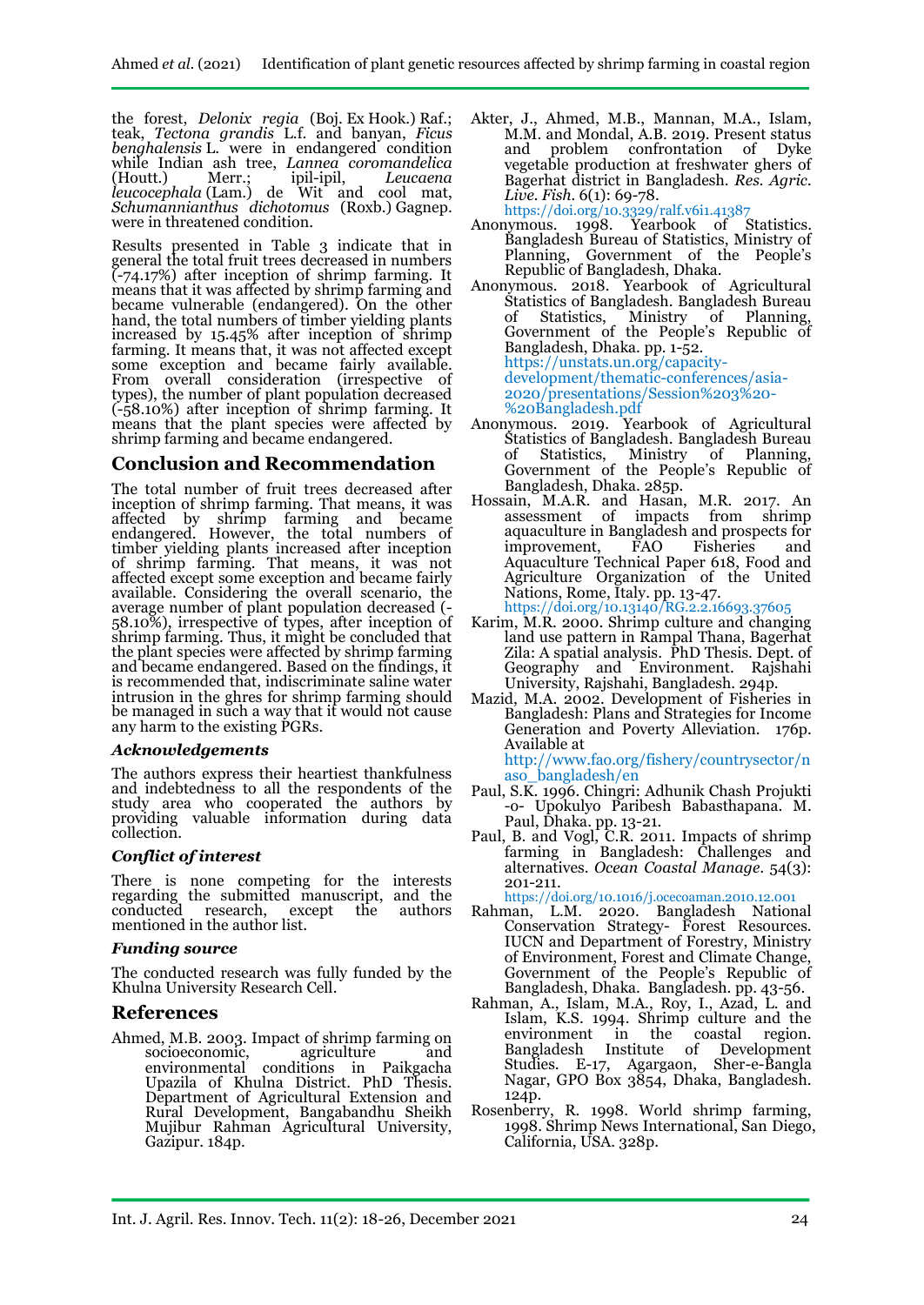the forest, *Delonix regia* (Boj. Ex Hook.) Raf.; teak, *Tectona grandis* L.f. and banyan, *Ficus benghalensis* L. were in endangered condition while Indian ash tree, *Lannea coromandelica* (Houtt.) Merr.; ipil-ipil, *Leucaena leucocephala* (Lam.) de Wit and cool mat, *Schumannianthus dichotomus* (Roxb.) Gagnep. were in threatened condition.

Results presented in Table 3 indicate that in general the total fruit trees decreased in numbers (-74.17%) after inception of shrimp farming. It means that it was affected by shrimp farming and became vulnerable (endangered). On the other hand, the total numbers of timber yielding plants increased by 15.45% after inception of shrimp farming. It means that, it was not affected except some exception and became fairly available. From overall consideration (irrespective of types), the number of plant population decreased (-58.10%) after inception of shrimp farming. It means that the plant species were affected by shrimp farming and became endangered.

## Conclusion and Recommendation

The total number of fruit trees decreased after inception of shrimp farming. That means, it was affected by shrimp farming and became endangered. However, the total numbers of timber yielding plants increased after inception of shrimp farming. That means, it was not affected except some exception and became fairly available. Considering the overall scenario, the average number of plant population decreased (-58.10%), irrespective of types, after inception of shrimp farming. Thus, it might be concluded that the plant species were affected by shrimp farming and became endangered. Based on the findings, it is recommended that, indiscriminate saline water intrusion in the ghres for shrimp farming should be managed in such a way that it would not cause any harm to the existing PGRs.

### *Acknowledgements*

The authors express their heartiest thankfulness and indebtedness to all the respondents of the study area who cooperated the authors by providing valuable information during data collection.

### *Conflict of interest*

There is none competing for the interests regarding the submitted manuscript, and the conducted research, except the authors mentioned in the author list.

### *Funding source*

The conducted research was fully funded by the Khulna University Research Cell.

## References

Ahmed, M.B. 2003. Impact of shrimp farming on socioeconomic, agriculture and environmental conditions in Paikgacha Upazila of Khulna District. PhD Thesis. Department of Agricultural Extension and Rural Development, Bangabandhu Sheikh Mujibur Rahman Agricultural University, Gazipur. 184p.

Akter, J., Ahmed, M.B., Mannan, M.A., Islam, M.M. and Mondal, A.B. 2019. Present status and problem confrontation of Dyke vegetable production at freshwater ghers of Bagerhat district in Bangladesh. *Res. Agric. Live. Fish.* 6(1): 69-78. https://doi.org/10.3329/ralf.v6i1.41387

Anonymous. 1998. Yearbook of Statistics. Bangladesh Bureau of Statistics, Ministry of Planning, Government of the People's Republic of Bangladesh, Dhaka.

Anonymous. 2018. Yearbook of Agricultural Statistics of Bangladesh. Bangladesh Bureau of Statistics, Ministry of Planning, Government of the People's Republic of Bangladesh, Dhaka. pp. 1-52. https://unstats.un.org/capacity-development/thematic-conferences/asia-2020/presentations/Session%203%20-%20Bangladesh.pdf

Anonymous. 2019. Yearbook of Agricultural Statistics of Bangladesh. Bangladesh Bureau of Statistics, Ministry of Planning, Government of the People's Republic of Bangladesh, Dhaka. 285p.

Hossain, M.A.R. and Hasan, M.R. 2017. An assessment of impacts from shrimp aquaculture in Bangladesh and prospects for improvement, FAO Fisheries and Aquaculture Technical Paper 618, Food and Agriculture Organization of the United Nations, Rome, Italy. pp. 13-47. https://doi.org/10.13140/RG.2.2.16693.37605

Karim, M.R. 2000. Shrimp culture and changing land use pattern in Rampal Thana, Bagerhat Zila: A spatial analysis. PhD Thesis. Dept. of Geography and Environment. Rajshahi University, Rajshahi, Bangladesh. 294p.

Mazid, M.A. 2002. Development of Fisheries in Bangladesh: Plans and Strategies for Income Generation and Poverty Alleviation. 176p. Available at http://www.fao.org/fishery/countrysector/naso_bangladesh/en

Paul, S.K. 1996. Chingri: Adhunik Chash Projukti -o- Upokulyo Paribesh Babasthapana. M. Paul, Dhaka. pp. 13-21.

Paul, B. and Vogl, C.R. 2011. Impacts of shrimp farming in Bangladesh: Challenges and alternatives. *Ocean Coastal Manage.* 54(3): 201-211. https://doi.org/10.1016/j.ocecoaman.2010.12.001

Rahman, L.M. 2020. Bangladesh National Conservation Strategy- Forest Resources. IUCN and Department of Forestry, Ministry of Environment, Forest and Climate Change, Government of the People's Republic of Bangladesh, Dhaka. Bangladesh. pp. 43-56.

Rahman, A., Islam, M.A., Roy, I., Azad, L. and Islam, K.S. 1994. Shrimp culture and the environment in the coastal region. Bangladesh Institute of Development Studies. E-17, Agargaon, Sher-e-Bangla Nagar, GPO Box 3854, Dhaka, Bangladesh. 124p.

Rosenberry, R. 1998. World shrimp farming, 1998. Shrimp News International, San Diego, California, USA. 328p.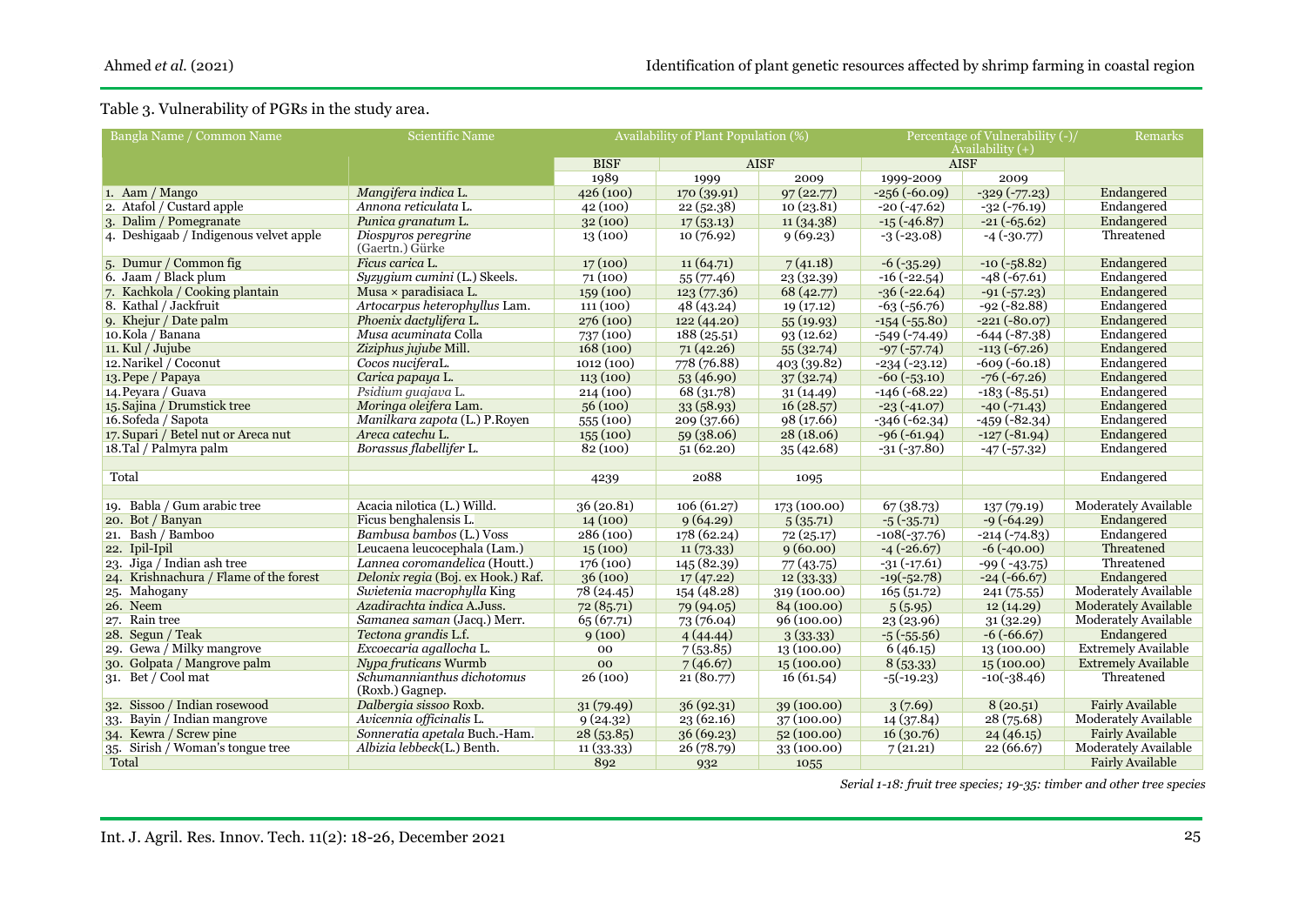Table 3. Vulnerability of PGRs in the study area.

| Bangla Name / Common Name | Scientific Name | Availability of Plant Population (%) | | | Percentage of Vulnerability (-)/ Availability (+) | | Remarks |
|---|---|---|---|---|---|---|---|
| | | BISF | AISF | | AISF | | |
| | | 1989 | 1999 | 2009 | 1999-2009 | 2009 | |
| 1. Aam / Mango | *Mangifera indica* L. | 426 (100) | 170 (39.91) | 97 (22.77) | -256 (-60.09) | -329 (-77.23) | Endangered |
| 2. Atafol / Custard apple | *Annona reticulata* L. | 42 (100) | 22 (52.38) | 10 (23.81) | -20 (-47.62) | -32 (-76.19) | Endangered |
| 3. Dalim / Pomegranate | *Punica granatum* L. | 32 (100) | 17 (53.13) | 11 (34.38) | -15 (-46.87) | -21 (-65.62) | Endangered |
| 4. Deshigaab / Indigenous velvet apple | *Diospyros peregrine* (Gaertn.) Gürke | 13 (100) | 10 (76.92) | 9 (69.23) | -3 (-23.08) | -4 (-30.77) | Threatened |
| 5. Dumur / Common fig | *Ficus carica* L. | 17 (100) | 11 (64.71) | 7 (41.18) | -6 (-35.29) | -10 (-58.82) | Endangered |
| 6. Jaam / Black plum | *Syzygium cumini* (L.) Skeels. | 71 (100) | 55 (77.46) | 23 (32.39) | -16 (-22.54) | -48 (-67.61) | Endangered |
| 7. Kachkola / Cooking plantain | Musa × paradisiaca L. | 159 (100) | 123 (77.36) | 68 (42.77) | -36 (-22.64) | -91 (-57.23) | Endangered |
| 8. Kathal / Jackfruit | *Artocarpus heterophyllus* Lam. | 111 (100) | 48 (43.24) | 19 (17.12) | -63 (-56.76) | -92 (-82.88) | Endangered |
| 9. Khejur / Date palm | *Phoenix dactylifera* L. | 276 (100) | 122 (44.20) | 55 (19.93) | -154 (-55.80) | -221 (-80.07) | Endangered |
| 10. Kola / Banana | *Musa acuminata* Colla | 737 (100) | 188 (25.51) | 93 (12.62) | -549 (-74.49) | -644 (-87.38) | Endangered |
| 11. Kul / Jujube | *Ziziphus jujube* Mill. | 168 (100) | 71 (42.26) | 55 (32.74) | -97 (-57.74) | -113 (-67.26) | Endangered |
| 12. Narikel / Coconut | *Cocos nucifera*L. | 1012 (100) | 778 (76.88) | 403 (39.82) | -234 (-23.12) | -609 (-60.18) | Endangered |
| 13. Pepe / Papaya | *Carica papaya* L. | 113 (100) | 53 (46.90) | 37 (32.74) | -60 (-53.10) | -76 (-67.26) | Endangered |
| 14. Peyara / Guava | *Psidium guajava* L. | 214 (100) | 68 (31.78) | 31 (14.49) | -146 (-68.22) | -183 (-85.51) | Endangered |
| 15. Sajina / Drumstick tree | *Moringa oleifera* Lam. | 56 (100) | 33 (58.93) | 16 (28.57) | -23 (-41.07) | -40 (-71.43) | Endangered |
| 16. Sofeda / Sapota | *Manilkara zapota* (L.) P.Royen | 555 (100) | 209 (37.66) | 98 (17.66) | -346 (-62.34) | -459 (-82.34) | Endangered |
| 17. Supari / Betel nut or Areca nut | *Areca catechu* L. | 155 (100) | 59 (38.06) | 28 (18.06) | -96 (-61.94) | -127 (-81.94) | Endangered |
| 18. Tal / Palmyra palm | *Borassus flabellifer* L. | 82 (100) | 51 (62.20) | 35 (42.68) | -31 (-37.80) | -47 (-57.32) | Endangered |
| | | | | | | | |
| Total | | 4239 | 2088 | 1095 | | | Endangered |
| | | | | | | | |
| 19. Babla / Gum arabic tree | Acacia nilotica (L.) Willd. | 36 (20.81) | 106 (61.27) | 173 (100.00) | 67 (38.73) | 137 (79.19) | Moderately Available |
| 20. Bot / Banyan | Ficus benghalensis L. | 14 (100) | 9 (64.29) | 5 (35.71) | -5 (-35.71) | -9 (-64.29) | Endangered |
| 21. Bash / Bamboo | *Bambusa bambos* (L.) Voss | 286 (100) | 178 (62.24) | 72 (25.17) | -108(-37.76) | -214 (-74.83) | Endangered |
| 22. Ipil-Ipil | Leucaena leucocephala (Lam.) | 15 (100) | 11 (73.33) | 9 (60.00) | -4 (-26.67) | -6 (-40.00) | Threatened |
| 23. Jiga / Indian ash tree | *Lannea coromandelica* (Houtt.) | 176 (100) | 145 (82.39) | 77 (43.75) | -31 (-17.61) | -99 ( -43.75) | Threatened |
| 24. Krishnachura / Flame of the forest | *Delonix regia* (Boj. ex Hook.) Raf. | 36 (100) | 17 (47.22) | 12 (33.33) | -19(-52.78) | -24 (-66.67) | Endangered |
| 25. Mahogany | *Swietenia macrophylla* King | 78 (24.45) | 154 (48.28) | 319 (100.00) | 165 (51.72) | 241 (75.55) | Moderately Available |
| 26. Neem | *Azadirachta indica* A.Juss. | 72 (85.71) | 79 (94.05) | 84 (100.00) | 5 (5.95) | 12 (14.29) | Moderately Available |
| 27. Rain tree | *Samanea saman* (Jacq.) Merr. | 65 (67.71) | 73 (76.04) | 96 (100.00) | 23 (23.96) | 31 (32.29) | Moderately Available |
| 28. Segun / Teak | *Tectona grandis* L.f. | 9 (100) | 4 (44.44) | 3 (33.33) | -5 (-55.56) | -6 (-66.67) | Endangered |
| 29. Gewa / Milky mangrove | *Excoecaria agallocha* L. | 00 | 7 (53.85) | 13 (100.00) | 6 (46.15) | 13 (100.00) | Extremely Available |
| 30. Golpata / Mangrove palm | *Nypa fruticans* Wurmb | 00 | 7 (46.67) | 15 (100.00) | 8 (53.33) | 15 (100.00) | Extremely Available |
| 31. Bet / Cool mat | *Schumannianthus dichotomus* (Roxb.) Gagnep. | 26 (100) | 21 (80.77) | 16 (61.54) | -5(-19.23) | -10(-38.46) | Threatened |
| 32. Sissoo / Indian rosewood | *Dalbergia sissoo* Roxb. | 31 (79.49) | 36 (92.31) | 39 (100.00) | 3 (7.69) | 8 (20.51) | Fairly Available |
| 33. Bayin / Indian mangrove | *Avicennia officinalis* L. | 9 (24.32) | 23 (62.16) | 37 (100.00) | 14 (37.84) | 28 (75.68) | Moderately Available |
| 34. Kewra / Screw pine | *Sonneratia apetala* Buch.-Ham. | 28 (53.85) | 36 (69.23) | 52 (100.00) | 16 (30.76) | 24 (46.15) | Fairly Available |
| 35. Sirish / Woman's tongue tree | *Albizia lebbeck*(L.) Benth. | 11 (33.33) | 26 (78.79) | 33 (100.00) | 7 (21.21) | 22 (66.67) | Moderately Available |
| Total | | 892 | 932 | 1055 | | | Fairly Available |

*Serial 1-18: fruit tree species; 19-35: timber and other tree species*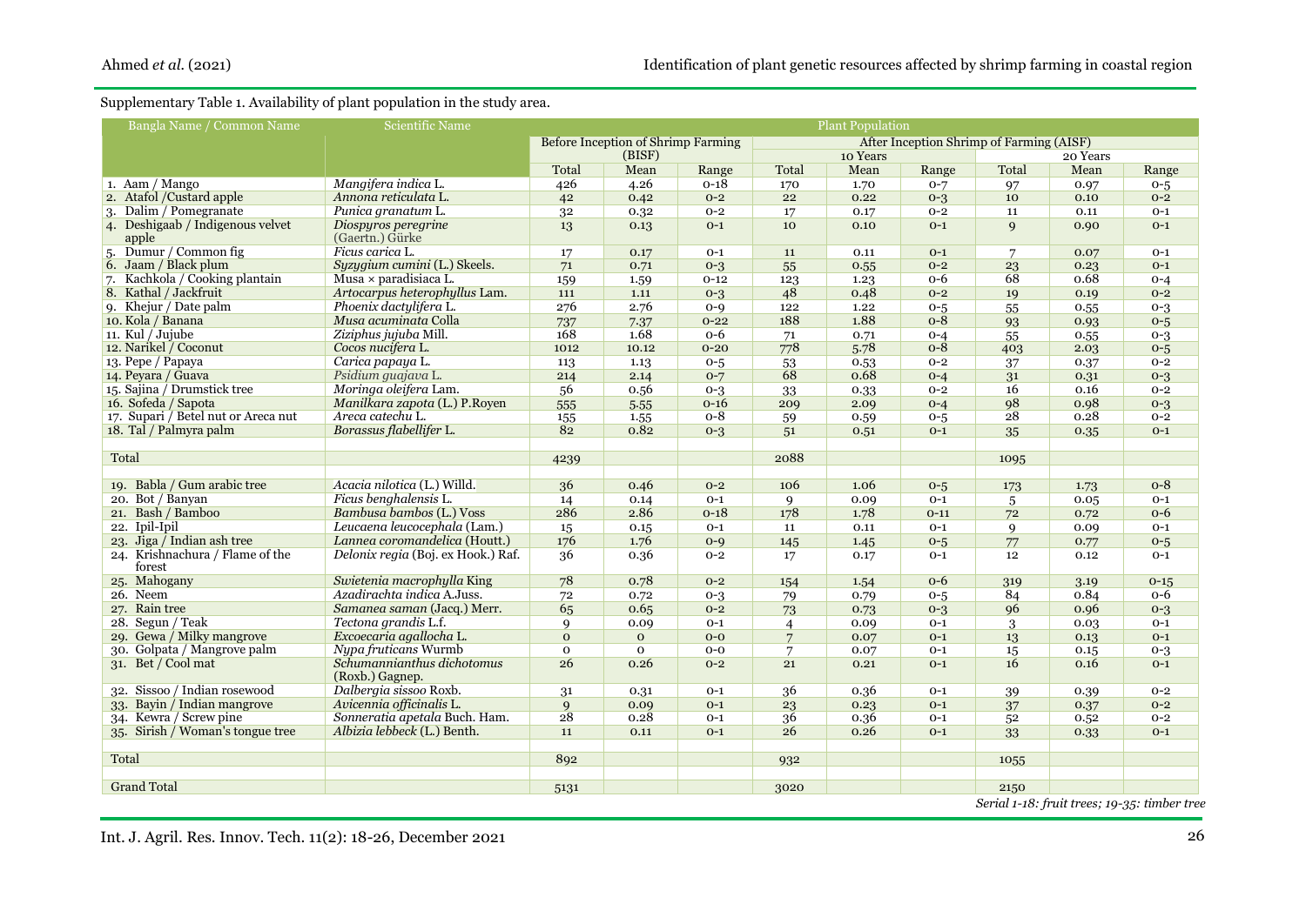Supplementary Table 1. Availability of plant population in the study area.

| Bangla Name / Common Name | Scientific Name | Plant Population | | | | | | | | |
|---|---|---|---|---|---|---|---|---|---|---|
| | | Before Inception of Shrimp Farming (BISF) | | | After Inception Shrimp of Farming (AISF) | | | | | |
| | | | | | 10 Years | | | 20 Years | | |
| | | Total | Mean | Range | Total | Mean | Range | Total | Mean | Range |
| 1. Aam / Mango | *Mangifera indica* L. | 426 | 4.26 | 0-18 | 170 | 1.70 | 0-7 | 97 | 0.97 | 0-5 |
| 2. Atafol /Custard apple | *Annona reticulata* L. | 42 | 0.42 | 0-2 | 22 | 0.22 | 0-3 | 10 | 0.10 | 0-2 |
| 3. Dalim / Pomegranate | *Punica granatum* L. | 32 | 0.32 | 0-2 | 17 | 0.17 | 0-2 | 11 | 0.11 | 0-1 |
| 4. Deshigaab / Indigenous velvet apple | *Diospyros peregrine* (Gaertn.) Gürke | 13 | 0.13 | 0-1 | 10 | 0.10 | 0-1 | 9 | 0.90 | 0-1 |
| 5. Dumur / Common fig | *Ficus carica* L. | 17 | 0.17 | 0-1 | 11 | 0.11 | 0-1 | 7 | 0.07 | 0-1 |
| 6. Jaam / Black plum | *Syzygium cumini* (L.) Skeels. | 71 | 0.71 | 0-3 | 55 | 0.55 | 0-2 | 23 | 0.23 | 0-1 |
| 7. Kachkola / Cooking plantain | Musa × paradisiaca L. | 159 | 1.59 | 0-12 | 123 | 1.23 | 0-6 | 68 | 0.68 | 0-4 |
| 8. Kathal / Jackfruit | *Artocarpus heterophyllus* Lam. | 111 | 1.11 | 0-3 | 48 | 0.48 | 0-2 | 19 | 0.19 | 0-2 |
| 9. Khejur / Date palm | *Phoenix dactylifera* L. | 276 | 2.76 | 0-9 | 122 | 1.22 | 0-5 | 55 | 0.55 | 0-3 |
| 10. Kola / Banana | *Musa acuminata* Colla | 737 | 7.37 | 0-22 | 188 | 1.88 | 0-8 | 93 | 0.93 | 0-5 |
| 11. Kul / Jujube | *Ziziphus jujuba* Mill. | 168 | 1.68 | 0-6 | 71 | 0.71 | 0-4 | 55 | 0.55 | 0-3 |
| 12. Narikel / Coconut | *Cocos nucifera* L. | 1012 | 10.12 | 0-20 | 778 | 5.78 | 0-8 | 403 | 2.03 | 0-5 |
| 13. Pepe / Papaya | *Carica papaya* L. | 113 | 1.13 | 0-5 | 53 | 0.53 | 0-2 | 37 | 0.37 | 0-2 |
| 14. Peyara / Guava | *Psidium guajava* L. | 214 | 2.14 | 0-7 | 68 | 0.68 | 0-4 | 31 | 0.31 | 0-3 |
| 15. Sajina / Drumstick tree | *Moringa oleifera* Lam. | 56 | 0.56 | 0-3 | 33 | 0.33 | 0-2 | 16 | 0.16 | 0-2 |
| 16. Sofeda / Sapota | *Manilkara zapota* (L.) P.Royen | 555 | 5.55 | 0-16 | 209 | 2.09 | 0-4 | 98 | 0.98 | 0-3 |
| 17. Supari / Betel nut or Areca nut | *Areca catechu* L. | 155 | 1.55 | 0-8 | 59 | 0.59 | 0-5 | 28 | 0.28 | 0-2 |
| 18. Tal / Palmyra palm | *Borassus flabellifer* L. | 82 | 0.82 | 0-3 | 51 | 0.51 | 0-1 | 35 | 0.35 | 0-1 |
| | | | | | | | | | | |
| Total | | 4239 | | | 2088 | | | 1095 | | |
| | | | | | | | | | | |
| 19. Babla / Gum arabic tree | *Acacia nilotica* (L.) Willd. | 36 | 0.46 | 0-2 | 106 | 1.06 | 0-5 | 173 | 1.73 | 0-8 |
| 20. Bot / Banyan | *Ficus benghalensis* L. | 14 | 0.14 | 0-1 | 9 | 0.09 | 0-1 | 5 | 0.05 | 0-1 |
| 21. Bash / Bamboo | *Bambusa bambos* (L.) Voss | 286 | 2.86 | 0-18 | 178 | 1.78 | 0-11 | 72 | 0.72 | 0-6 |
| 22. Ipil-Ipil | *Leucaena leucocephala* (Lam.) | 15 | 0.15 | 0-1 | 11 | 0.11 | 0-1 | 9 | 0.09 | 0-1 |
| 23. Jiga / Indian ash tree | *Lannea coromandelica* (Houtt.) | 176 | 1.76 | 0-9 | 145 | 1.45 | 0-5 | 77 | 0.77 | 0-5 |
| 24. Krishnachura / Flame of the forest | *Delonix regia* (Boj. ex Hook.) Raf. | 36 | 0.36 | 0-2 | 17 | 0.17 | 0-1 | 12 | 0.12 | 0-1 |
| 25. Mahogany | *Swietenia macrophylla* King | 78 | 0.78 | 0-2 | 154 | 1.54 | 0-6 | 319 | 3.19 | 0-15 |
| 26. Neem | *Azadirachta indica* A.Juss. | 72 | 0.72 | 0-3 | 79 | 0.79 | 0-5 | 84 | 0.84 | 0-6 |
| 27. Rain tree | *Samanea saman* (Jacq.) Merr. | 65 | 0.65 | 0-2 | 73 | 0.73 | 0-3 | 96 | 0.96 | 0-3 |
| 28. Segun / Teak | *Tectona grandis* L.f. | 9 | 0.09 | 0-1 | 4 | 0.09 | 0-1 | 3 | 0.03 | 0-1 |
| 29. Gewa / Milky mangrove | *Excoecaria agallocha* L. | 0 | 0 | 0-0 | 7 | 0.07 | 0-1 | 13 | 0.13 | 0-1 |
| 30. Golpata / Mangrove palm | *Nypa fruticans* Wurmb | 0 | 0 | 0-0 | 7 | 0.07 | 0-1 | 15 | 0.15 | 0-3 |
| 31. Bet / Cool mat | *Schumannianthus dichotomus* (Roxb.) Gagnep. | 26 | 0.26 | 0-2 | 21 | 0.21 | 0-1 | 16 | 0.16 | 0-1 |
| 32. Sissoo / Indian rosewood | *Dalbergia sissoo* Roxb. | 31 | 0.31 | 0-1 | 36 | 0.36 | 0-1 | 39 | 0.39 | 0-2 |
| 33. Bayin / Indian mangrove | *Avicennia officinalis* L. | 9 | 0.09 | 0-1 | 23 | 0.23 | 0-1 | 37 | 0.37 | 0-2 |
| 34. Kewra / Screw pine | *Sonneratia apetala* Buch. Ham. | 28 | 0.28 | 0-1 | 36 | 0.36 | 0-1 | 52 | 0.52 | 0-2 |
| 35. Sirish / Woman's tongue tree | *Albizia lebbeck* (L.) Benth. | 11 | 0.11 | 0-1 | 26 | 0.26 | 0-1 | 33 | 0.33 | 0-1 |
| | | | | | | | | | | |
| Total | | 892 | | | 932 | | | 1055 | | |
| | | | | | | | | | | |
| Grand Total | | 5131 | | | 3020 | | | 2150 | | |

*Serial 1-18: fruit trees; 19-35: timber tree*